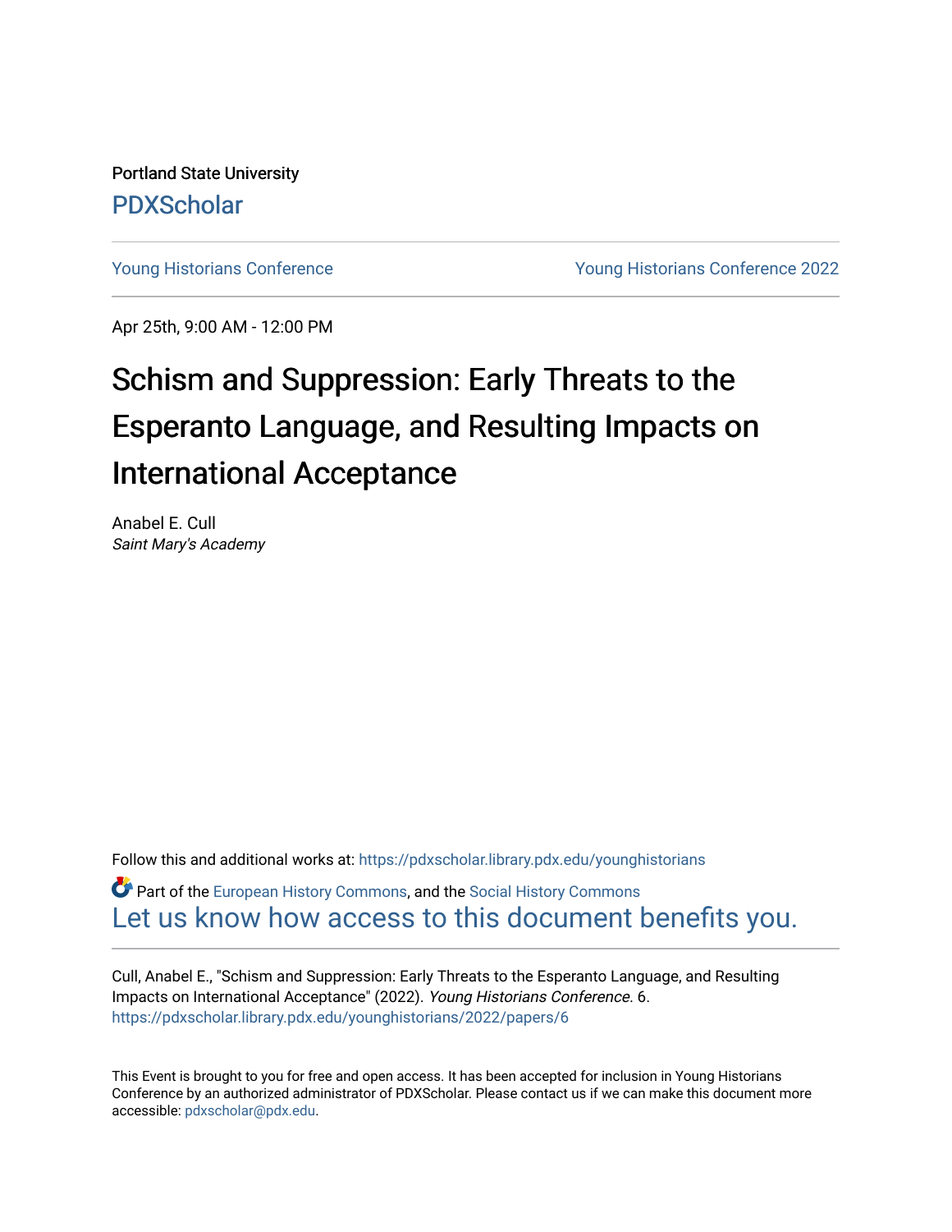Portland State University

PDXScholar

Young Historians Conference | Young Historians Conference 2022

Apr 25th, 9:00 AM - 12:00 PM

# Schism and Suppression: Early Threats to the Esperanto Language, and Resulting Impacts on International Acceptance

Anabel E. Cull
*Saint Mary's Academy*

Follow this and additional works at: https://pdxscholar.library.pdx.edu/younghistorians

Part of the European History Commons, and the Social History Commons

Let us know how access to this document benefits you.

Cull, Anabel E., "Schism and Suppression: Early Threats to the Esperanto Language, and Resulting Impacts on International Acceptance" (2022). *Young Historians Conference*. 6.
https://pdxscholar.library.pdx.edu/younghistorians/2022/papers/6

This Event is brought to you for free and open access. It has been accepted for inclusion in Young Historians Conference by an authorized administrator of PDXScholar. Please contact us if we can make this document more accessible: pdxscholar@pdx.edu.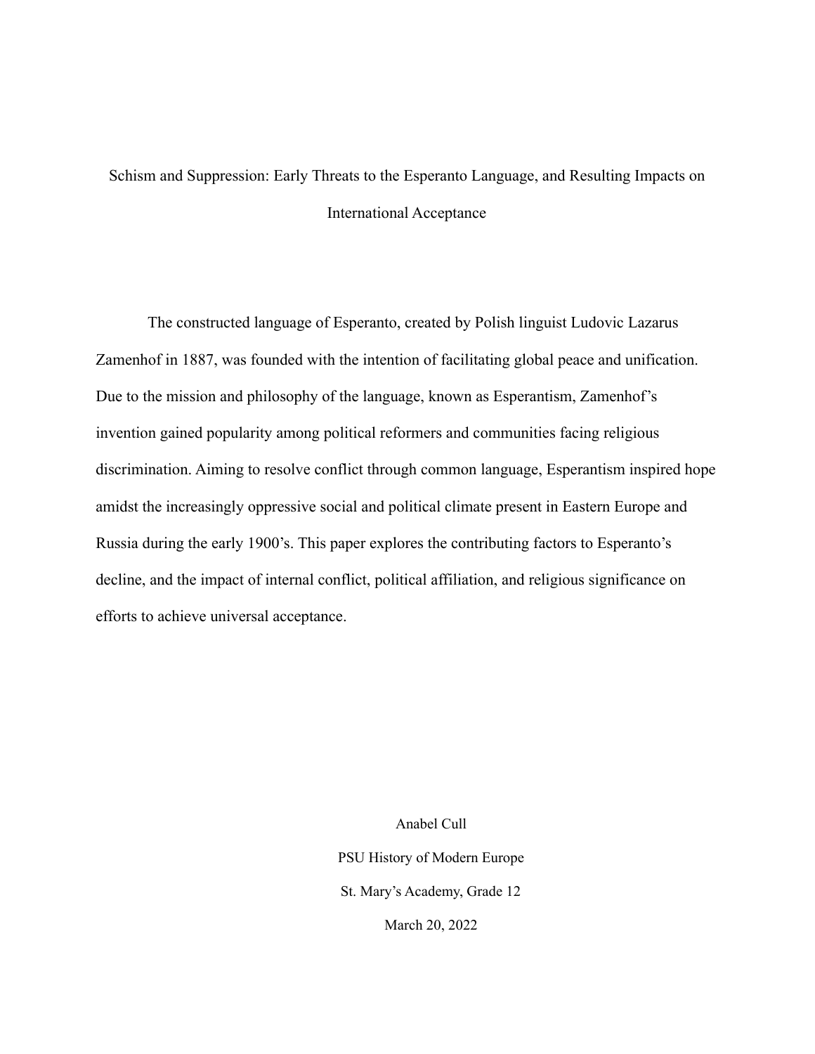# Schism and Suppression: Early Threats to the Esperanto Language, and Resulting Impacts on International Acceptance

The constructed language of Esperanto, created by Polish linguist Ludovic Lazarus Zamenhof in 1887, was founded with the intention of facilitating global peace and unification. Due to the mission and philosophy of the language, known as Esperantism, Zamenhof's invention gained popularity among political reformers and communities facing religious discrimination. Aiming to resolve conflict through common language, Esperantism inspired hope amidst the increasingly oppressive social and political climate present in Eastern Europe and Russia during the early 1900's. This paper explores the contributing factors to Esperanto's decline, and the impact of internal conflict, political affiliation, and religious significance on efforts to achieve universal acceptance.

Anabel Cull

PSU History of Modern Europe

St. Mary's Academy, Grade 12

March 20, 2022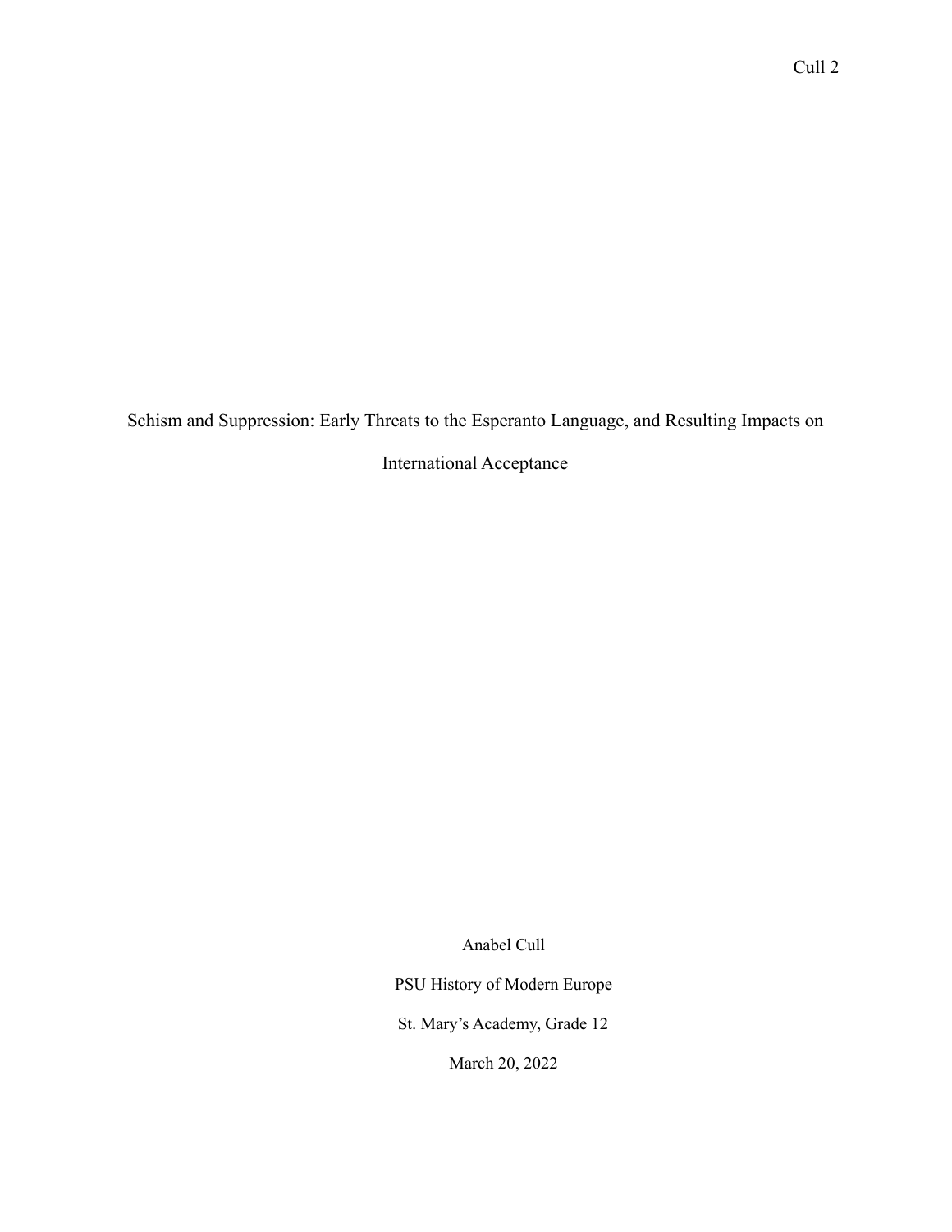# Schism and Suppression: Early Threats to the Esperanto Language, and Resulting Impacts on International Acceptance

Anabel Cull

PSU History of Modern Europe

St. Mary's Academy, Grade 12

March 20, 2022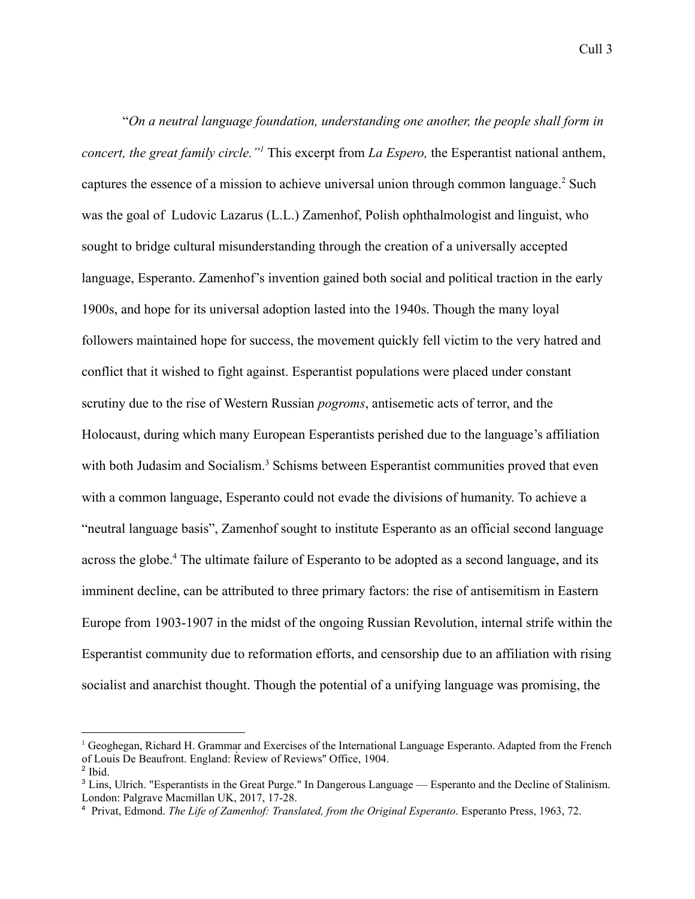"*On a neutral language foundation, understanding one another, the people shall form in concert, the great family circle.*"[1] This excerpt from *La Espero,* the Esperantist national anthem, captures the essence of a mission to achieve universal union through common language.[2] Such was the goal of  Ludovic Lazarus (L.L.) Zamenhof, Polish ophthalmologist and linguist, who sought to bridge cultural misunderstanding through the creation of a universally accepted language, Esperanto. Zamenhof's invention gained both social and political traction in the early 1900s, and hope for its universal adoption lasted into the 1940s. Though the many loyal followers maintained hope for success, the movement quickly fell victim to the very hatred and conflict that it wished to fight against. Esperantist populations were placed under constant scrutiny due to the rise of Western Russian *pogroms*, antisemetic acts of terror, and the Holocaust, during which many European Esperantists perished due to the language's affiliation with both Judasim and Socialism.[3] Schisms between Esperantist communities proved that even with a common language, Esperanto could not evade the divisions of humanity. To achieve a "neutral language basis", Zamenhof sought to institute Esperanto as an official second language across the globe.[4] The ultimate failure of Esperanto to be adopted as a second language, and its imminent decline, can be attributed to three primary factors: the rise of antisemitism in Eastern Europe from 1903-1907 in the midst of the ongoing Russian Revolution, internal strife within the Esperantist community due to reformation efforts, and censorship due to an affiliation with rising socialist and anarchist thought. Though the potential of a unifying language was promising, the

---

[1] Geoghegan, Richard H. Grammar and Exercises of the International Language Esperanto. Adapted from the French of Louis De Beaufront. England: Review of Reviews" Office, 1904.

[2] Ibid.

[3] Lins, Ulrich. "Esperantists in the Great Purge." In Dangerous Language — Esperanto and the Decline of Stalinism. London: Palgrave Macmillan UK, 2017, 17-28.

[4] Privat, Edmond. *The Life of Zamenhof: Translated, from the Original Esperanto*. Esperanto Press, 1963, 72.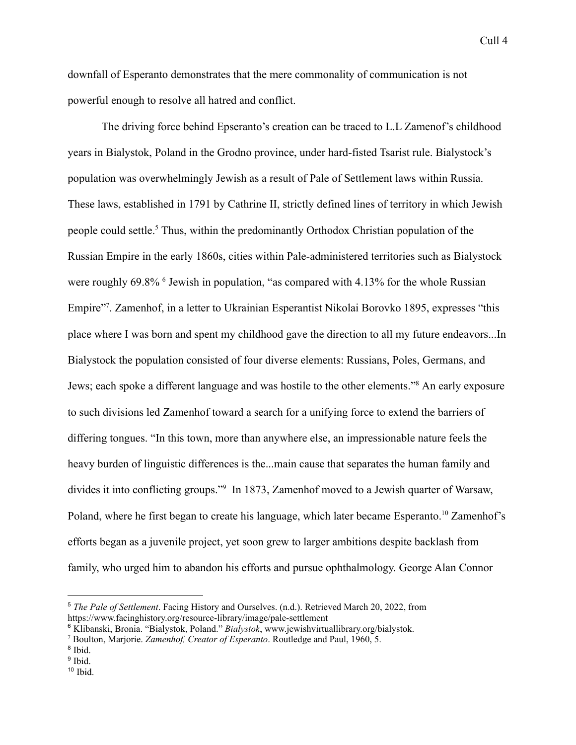downfall of Esperanto demonstrates that the mere commonality of communication is not powerful enough to resolve all hatred and conflict.

The driving force behind Epseranto's creation can be traced to L.L Zamenof's childhood years in Bialystok, Poland in the Grodno province, under hard-fisted Tsarist rule. Bialystock's population was overwhelmingly Jewish as a result of Pale of Settlement laws within Russia. These laws, established in 1791 by Cathrine II, strictly defined lines of territory in which Jewish people could settle.[5] Thus, within the predominantly Orthodox Christian population of the Russian Empire in the early 1860s, cities within Pale-administered territories such as Bialystock were roughly 69.8% [6] Jewish in population, "as compared with 4.13% for the whole Russian Empire"[7]. Zamenhof, in a letter to Ukrainian Esperantist Nikolai Borovko 1895, expresses "this place where I was born and spent my childhood gave the direction to all my future endeavors...In Bialystock the population consisted of four diverse elements: Russians, Poles, Germans, and Jews; each spoke a different language and was hostile to the other elements."[8] An early exposure to such divisions led Zamenhof toward a search for a unifying force to extend the barriers of differing tongues. "In this town, more than anywhere else, an impressionable nature feels the heavy burden of linguistic differences is the...main cause that separates the human family and divides it into conflicting groups."[9] In 1873, Zamenhof moved to a Jewish quarter of Warsaw, Poland, where he first began to create his language, which later became Esperanto.[10] Zamenhof's efforts began as a juvenile project, yet soon grew to larger ambitions despite backlash from family, who urged him to abandon his efforts and pursue ophthalmology. George Alan Connor

---

[5] *The Pale of Settlement*. Facing History and Ourselves. (n.d.). Retrieved March 20, 2022, from https://www.facinghistory.org/resource-library/image/pale-settlement

[6] Klibanski, Bronia. "Bialystok, Poland." *Bialystok*, www.jewishvirtuallibrary.org/bialystok.

[7] Boulton, Marjorie. *Zamenhof, Creator of Esperanto*. Routledge and Paul, 1960, 5.

[8] Ibid.

[9] Ibid.

[10] Ibid.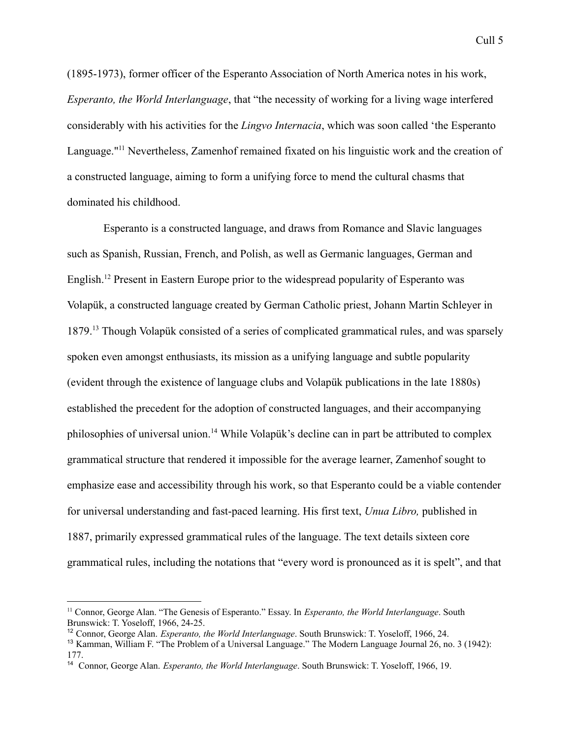(1895-1973), former officer of the Esperanto Association of North America notes in his work, *Esperanto, the World Interlanguage*, that "the necessity of working for a living wage interfered considerably with his activities for the *Lingvo Internacia*, which was soon called 'the Esperanto Language."[11] Nevertheless, Zamenhof remained fixated on his linguistic work and the creation of a constructed language, aiming to form a unifying force to mend the cultural chasms that dominated his childhood.

Esperanto is a constructed language, and draws from Romance and Slavic languages such as Spanish, Russian, French, and Polish, as well as Germanic languages, German and English.[12] Present in Eastern Europe prior to the widespread popularity of Esperanto was Volapük, a constructed language created by German Catholic priest, Johann Martin Schleyer in 1879.[13] Though Volapük consisted of a series of complicated grammatical rules, and was sparsely spoken even amongst enthusiasts, its mission as a unifying language and subtle popularity (evident through the existence of language clubs and Volapük publications in the late 1880s) established the precedent for the adoption of constructed languages, and their accompanying philosophies of universal union.[14] While Volapük's decline can in part be attributed to complex grammatical structure that rendered it impossible for the average learner, Zamenhof sought to emphasize ease and accessibility through his work, so that Esperanto could be a viable contender for universal understanding and fast-paced learning. His first text, *Unua Libro,* published in 1887, primarily expressed grammatical rules of the language. The text details sixteen core grammatical rules, including the notations that "every word is pronounced as it is spelt", and that

---

[11] Connor, George Alan. "The Genesis of Esperanto." Essay. In *Esperanto, the World Interlanguage*. South Brunswick: T. Yoseloff, 1966, 24-25.

[12] Connor, George Alan. *Esperanto, the World Interlanguage*. South Brunswick: T. Yoseloff, 1966, 24.

[13] Kamman, William F. "The Problem of a Universal Language." The Modern Language Journal 26, no. 3 (1942): 177.

[14] Connor, George Alan. *Esperanto, the World Interlanguage*. South Brunswick: T. Yoseloff, 1966, 19.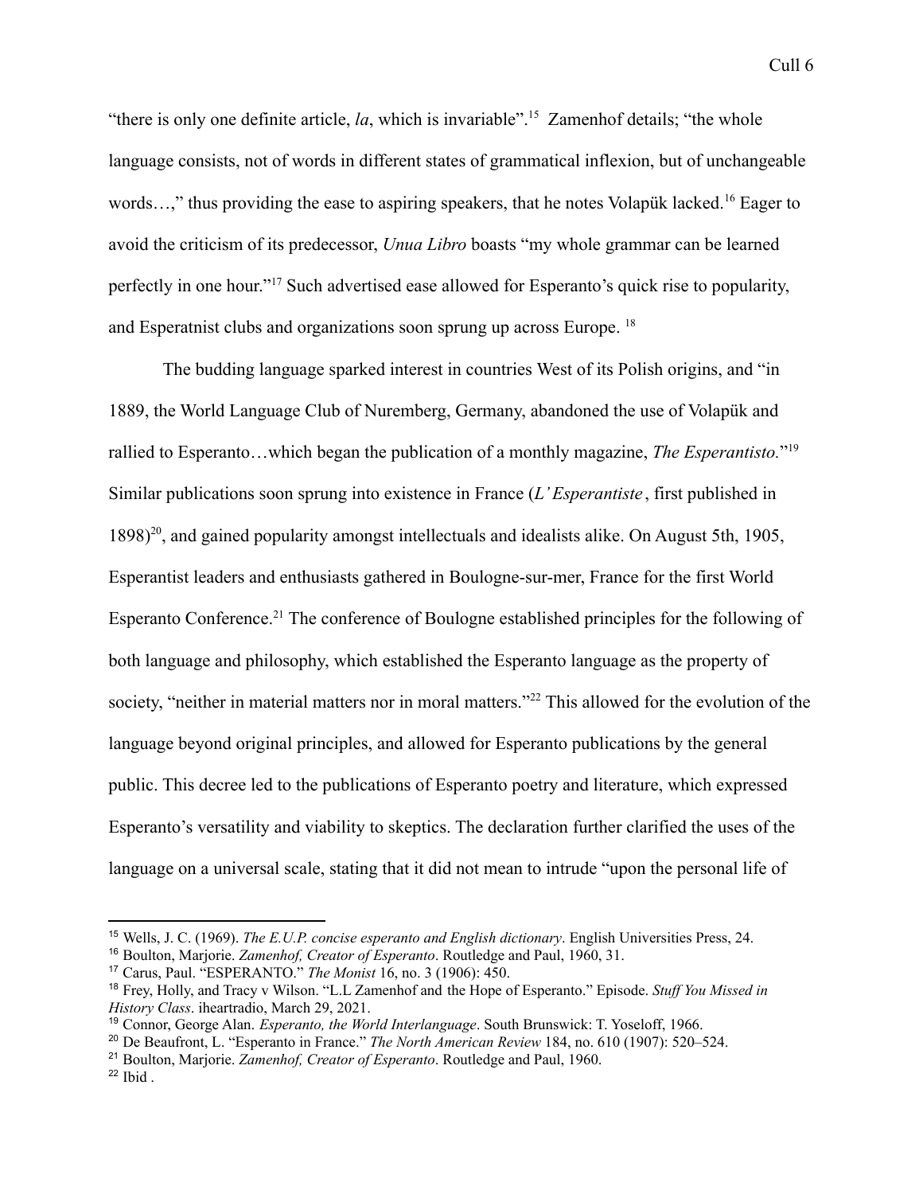"there is only one definite article, *la*, which is invariable".[15] Zamenhof details; "the whole language consists, not of words in different states of grammatical inflexion, but of unchangeable words…," thus providing the ease to aspiring speakers, that he notes Volapük lacked.[16] Eager to avoid the criticism of its predecessor, *Unua Libro* boasts "my whole grammar can be learned perfectly in one hour."[17] Such advertised ease allowed for Esperanto's quick rise to popularity, and Esperatnist clubs and organizations soon sprung up across Europe. [18]

The budding language sparked interest in countries West of its Polish origins, and "in 1889, the World Language Club of Nuremberg, Germany, abandoned the use of Volapük and rallied to Esperanto…which began the publication of a monthly magazine, *The Esperantisto.*"[19] Similar publications soon sprung into existence in France (*L'Esperantiste*, first published in 1898)[20], and gained popularity amongst intellectuals and idealists alike. On August 5th, 1905, Esperantist leaders and enthusiasts gathered in Boulogne-sur-mer, France for the first World Esperanto Conference.[21] The conference of Boulogne established principles for the following of both language and philosophy, which established the Esperanto language as the property of society, "neither in material matters nor in moral matters."[22] This allowed for the evolution of the language beyond original principles, and allowed for Esperanto publications by the general public. This decree led to the publications of Esperanto poetry and literature, which expressed Esperanto's versatility and viability to skeptics. The declaration further clarified the uses of the language on a universal scale, stating that it did not mean to intrude "upon the personal life of

---

[15] Wells, J. C. (1969). *The E.U.P. concise esperanto and English dictionary*. English Universities Press, 24.

[16] Boulton, Marjorie. *Zamenhof, Creator of Esperanto*. Routledge and Paul, 1960, 31.

[17] Carus, Paul. "ESPERANTO." *The Monist* 16, no. 3 (1906): 450.

[18] Frey, Holly, and Tracy v Wilson. "L.L Zamenhof and the Hope of Esperanto." Episode. *Stuff You Missed in History Class*. iheartradio, March 29, 2021.

[19] Connor, George Alan. *Esperanto, the World Interlanguage*. South Brunswick: T. Yoseloff, 1966.

[20] De Beaufront, L. "Esperanto in France." *The North American Review* 184, no. 610 (1907): 520–524.

[21] Boulton, Marjorie. *Zamenhof, Creator of Esperanto*. Routledge and Paul, 1960.

[22] Ibid .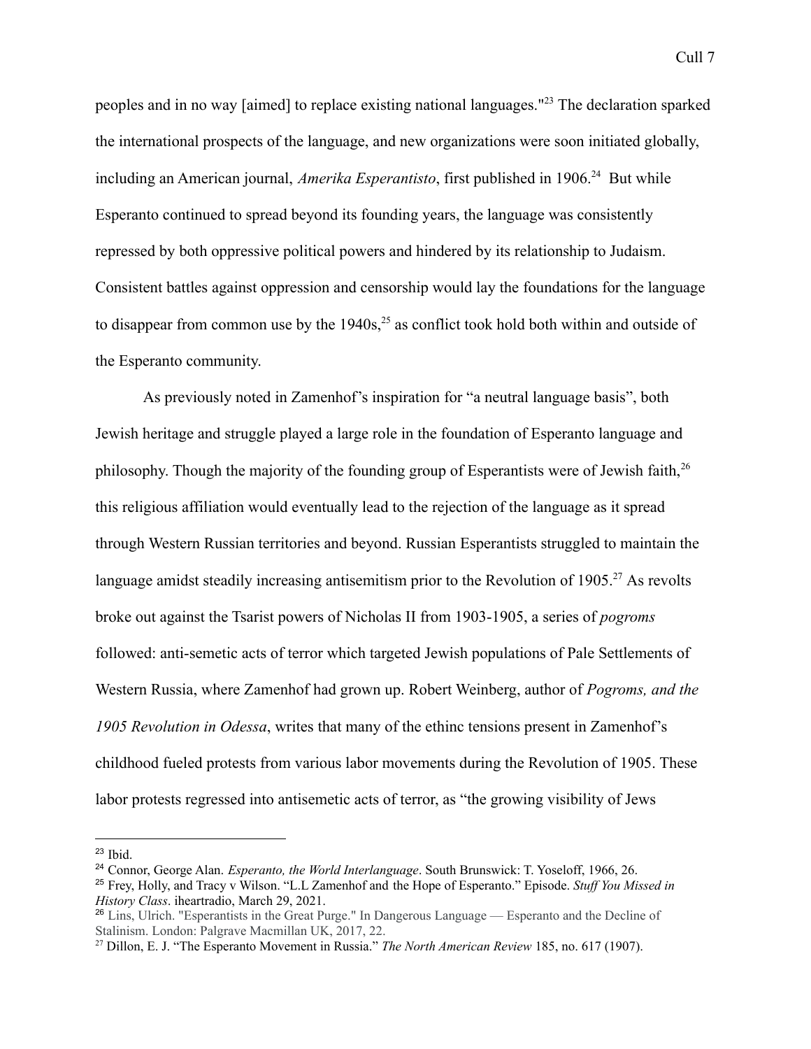peoples and in no way [aimed] to replace existing national languages."[23] The declaration sparked the international prospects of the language, and new organizations were soon initiated globally, including an American journal, *Amerika Esperantisto*, first published in 1906.[24] But while Esperanto continued to spread beyond its founding years, the language was consistently repressed by both oppressive political powers and hindered by its relationship to Judaism. Consistent battles against oppression and censorship would lay the foundations for the language to disappear from common use by the 1940s,[25] as conflict took hold both within and outside of the Esperanto community.

As previously noted in Zamenhof's inspiration for "a neutral language basis", both Jewish heritage and struggle played a large role in the foundation of Esperanto language and philosophy. Though the majority of the founding group of Esperantists were of Jewish faith,[26] this religious affiliation would eventually lead to the rejection of the language as it spread through Western Russian territories and beyond. Russian Esperantists struggled to maintain the language amidst steadily increasing antisemitism prior to the Revolution of 1905.[27] As revolts broke out against the Tsarist powers of Nicholas II from 1903-1905, a series of *pogroms* followed: anti-semetic acts of terror which targeted Jewish populations of Pale Settlements of Western Russia, where Zamenhof had grown up. Robert Weinberg, author of *Pogroms, and the 1905 Revolution in Odessa*, writes that many of the ethinc tensions present in Zamenhof's childhood fueled protests from various labor movements during the Revolution of 1905. These labor protests regressed into antisemetic acts of terror, as "the growing visibility of Jews

---

[23] Ibid.

[24] Connor, George Alan. *Esperanto, the World Interlanguage*. South Brunswick: T. Yoseloff, 1966, 26.

[25] Frey, Holly, and Tracy v Wilson. "L.L Zamenhof and the Hope of Esperanto." Episode. *Stuff You Missed in History Class*. iheartradio, March 29, 2021.

[26] Lins, Ulrich. "Esperantists in the Great Purge." In Dangerous Language — Esperanto and the Decline of Stalinism. London: Palgrave Macmillan UK, 2017, 22.

[27] Dillon, E. J. "The Esperanto Movement in Russia." *The North American Review* 185, no. 617 (1907).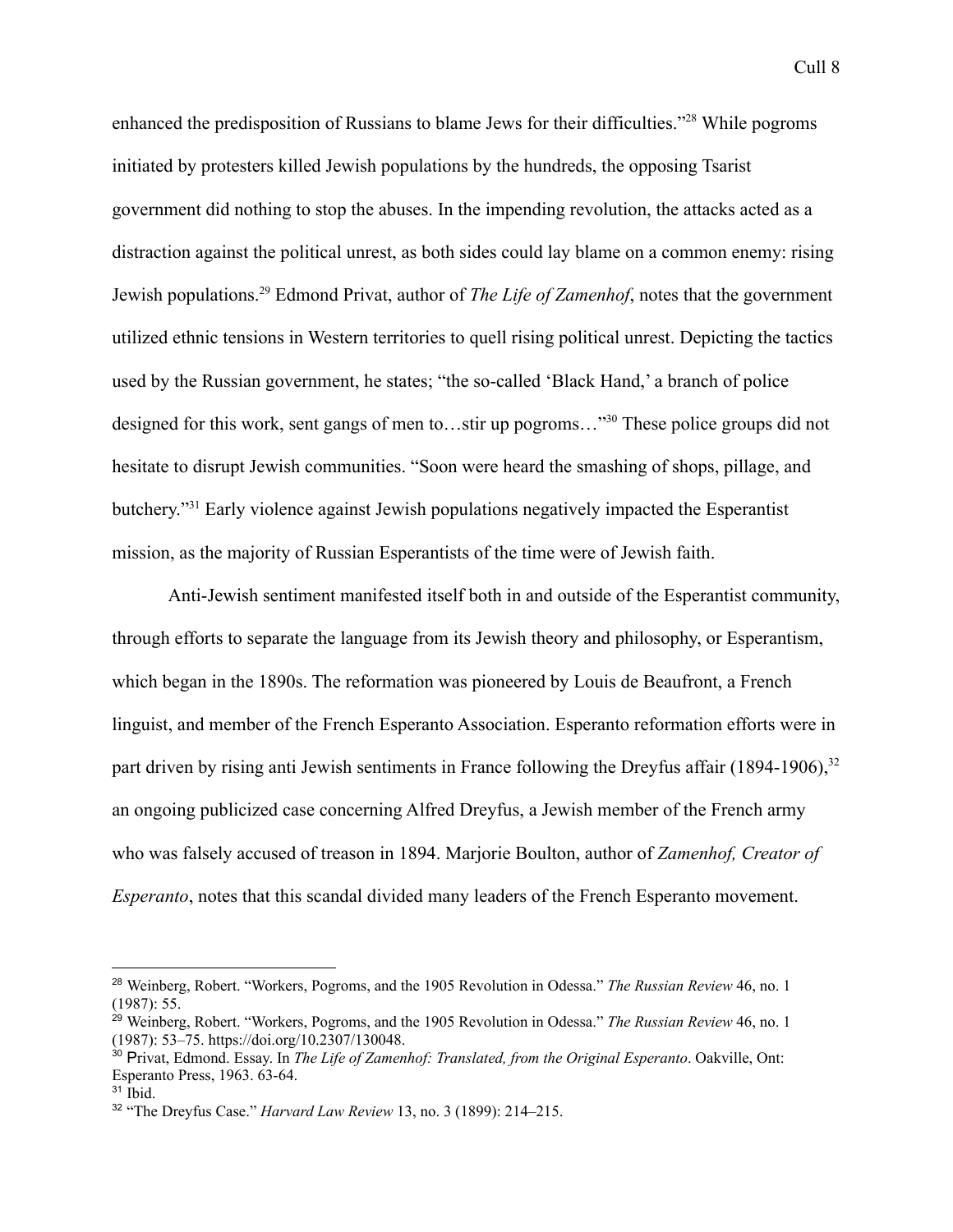enhanced the predisposition of Russians to blame Jews for their difficulties."[28] While pogroms initiated by protesters killed Jewish populations by the hundreds, the opposing Tsarist government did nothing to stop the abuses. In the impending revolution, the attacks acted as a distraction against the political unrest, as both sides could lay blame on a common enemy: rising Jewish populations.[29] Edmond Privat, author of *The Life of Zamenhof*, notes that the government utilized ethnic tensions in Western territories to quell rising political unrest. Depicting the tactics used by the Russian government, he states; "the so-called 'Black Hand,' a branch of police designed for this work, sent gangs of men to…stir up pogroms…"[30] These police groups did not hesitate to disrupt Jewish communities. "Soon were heard the smashing of shops, pillage, and butchery."[31] Early violence against Jewish populations negatively impacted the Esperantist mission, as the majority of Russian Esperantists of the time were of Jewish faith.

Anti-Jewish sentiment manifested itself both in and outside of the Esperantist community, through efforts to separate the language from its Jewish theory and philosophy, or Esperantism, which began in the 1890s. The reformation was pioneered by Louis de Beaufront, a French linguist, and member of the French Esperanto Association. Esperanto reformation efforts were in part driven by rising anti Jewish sentiments in France following the Dreyfus affair (1894-1906),[32] an ongoing publicized case concerning Alfred Dreyfus, a Jewish member of the French army who was falsely accused of treason in 1894. Marjorie Boulton, author of *Zamenhof, Creator of Esperanto*, notes that this scandal divided many leaders of the French Esperanto movement.

---

[28] Weinberg, Robert. "Workers, Pogroms, and the 1905 Revolution in Odessa." *The Russian Review* 46, no. 1 (1987): 55.

[29] Weinberg, Robert. "Workers, Pogroms, and the 1905 Revolution in Odessa." *The Russian Review* 46, no. 1 (1987): 53–75. https://doi.org/10.2307/130048.

[30] Privat, Edmond. Essay. In *The Life of Zamenhof: Translated, from the Original Esperanto*. Oakville, Ont: Esperanto Press, 1963. 63-64.

[31] Ibid.

[32] "The Dreyfus Case." *Harvard Law Review* 13, no. 3 (1899): 214–215.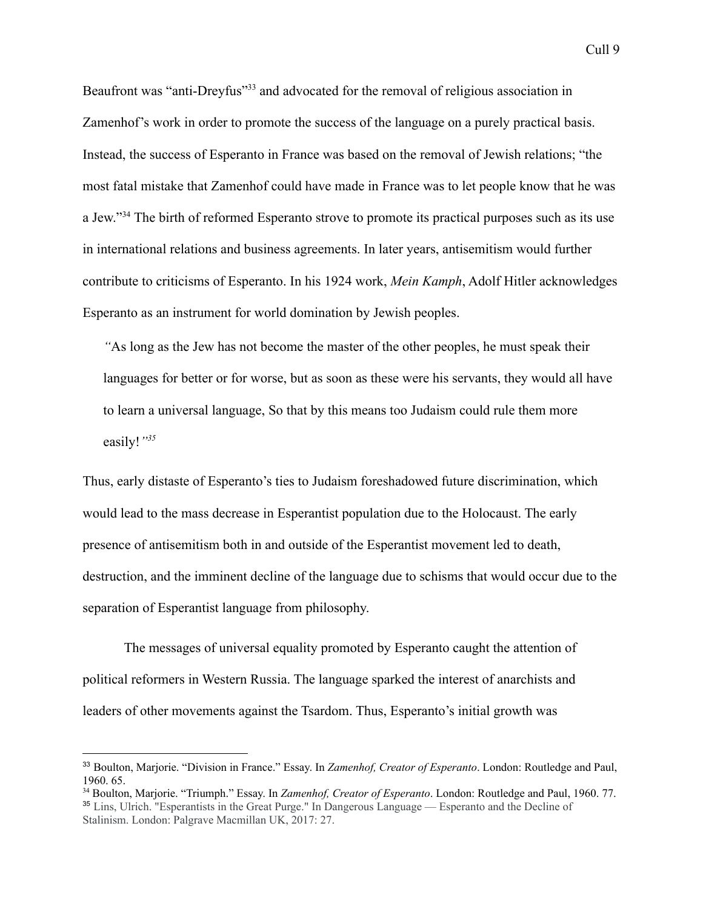Beaufront was "anti-Dreyfus"[33] and advocated for the removal of religious association in Zamenhof's work in order to promote the success of the language on a purely practical basis. Instead, the success of Esperanto in France was based on the removal of Jewish relations; "the most fatal mistake that Zamenhof could have made in France was to let people know that he was a Jew."[34] The birth of reformed Esperanto strove to promote its practical purposes such as its use in international relations and business agreements. In later years, antisemitism would further contribute to criticisms of Esperanto. In his 1924 work, *Mein Kamph*, Adolf Hitler acknowledges Esperanto as an instrument for world domination by Jewish peoples.

> *"*As long as the Jew has not become the master of the other peoples, he must speak their languages for better or for worse, but as soon as these were his servants, they would all have to learn a universal language, So that by this means too Judaism could rule them more easily!*"*[35]

Thus, early distaste of Esperanto's ties to Judaism foreshadowed future discrimination, which would lead to the mass decrease in Esperantist population due to the Holocaust. The early presence of antisemitism both in and outside of the Esperantist movement led to death, destruction, and the imminent decline of the language due to schisms that would occur due to the separation of Esperantist language from philosophy.

The messages of universal equality promoted by Esperanto caught the attention of political reformers in Western Russia. The language sparked the interest of anarchists and leaders of other movements against the Tsardom. Thus, Esperanto's initial growth was

---

[33] Boulton, Marjorie. "Division in France." Essay. In *Zamenhof, Creator of Esperanto*. London: Routledge and Paul, 1960. 65.

[34] Boulton, Marjorie. "Triumph." Essay. In *Zamenhof, Creator of Esperanto*. London: Routledge and Paul, 1960. 77.

[35] Lins, Ulrich. "Esperantists in the Great Purge." In Dangerous Language — Esperanto and the Decline of Stalinism. London: Palgrave Macmillan UK, 2017: 27.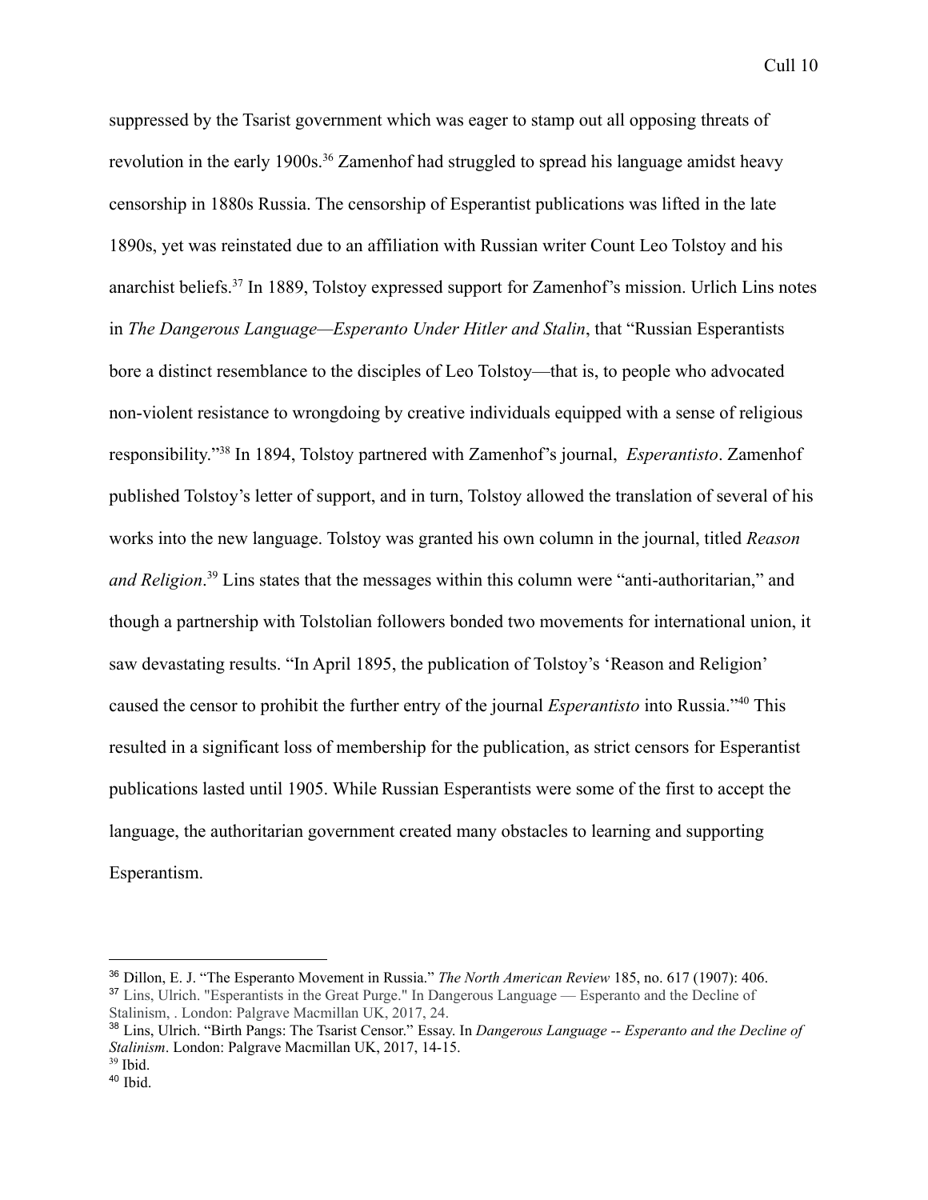suppressed by the Tsarist government which was eager to stamp out all opposing threats of revolution in the early 1900s.[36] Zamenhof had struggled to spread his language amidst heavy censorship in 1880s Russia. The censorship of Esperantist publications was lifted in the late 1890s, yet was reinstated due to an affiliation with Russian writer Count Leo Tolstoy and his anarchist beliefs.[37] In 1889, Tolstoy expressed support for Zamenhof's mission. Urlich Lins notes in *The Dangerous Language—Esperanto Under Hitler and Stalin*, that "Russian Esperantists bore a distinct resemblance to the disciples of Leo Tolstoy—that is, to people who advocated non-violent resistance to wrongdoing by creative individuals equipped with a sense of religious responsibility."[38] In 1894, Tolstoy partnered with Zamenhof's journal, *Esperantisto*. Zamenhof published Tolstoy's letter of support, and in turn, Tolstoy allowed the translation of several of his works into the new language. Tolstoy was granted his own column in the journal, titled *Reason and Religion*.[39] Lins states that the messages within this column were "anti-authoritarian," and though a partnership with Tolstolian followers bonded two movements for international union, it saw devastating results. "In April 1895, the publication of Tolstoy's 'Reason and Religion' caused the censor to prohibit the further entry of the journal *Esperantisto* into Russia."[40] This resulted in a significant loss of membership for the publication, as strict censors for Esperantist publications lasted until 1905. While Russian Esperantists were some of the first to accept the language, the authoritarian government created many obstacles to learning and supporting Esperantism.

---

[36] Dillon, E. J. "The Esperanto Movement in Russia." *The North American Review* 185, no. 617 (1907): 406.

[37] Lins, Ulrich. "Esperantists in the Great Purge." In Dangerous Language — Esperanto and the Decline of Stalinism, . London: Palgrave Macmillan UK, 2017, 24.

[38] Lins, Ulrich. "Birth Pangs: The Tsarist Censor." Essay. In *Dangerous Language -- Esperanto and the Decline of Stalinism*. London: Palgrave Macmillan UK, 2017, 14-15.

[39] Ibid.

[40] Ibid.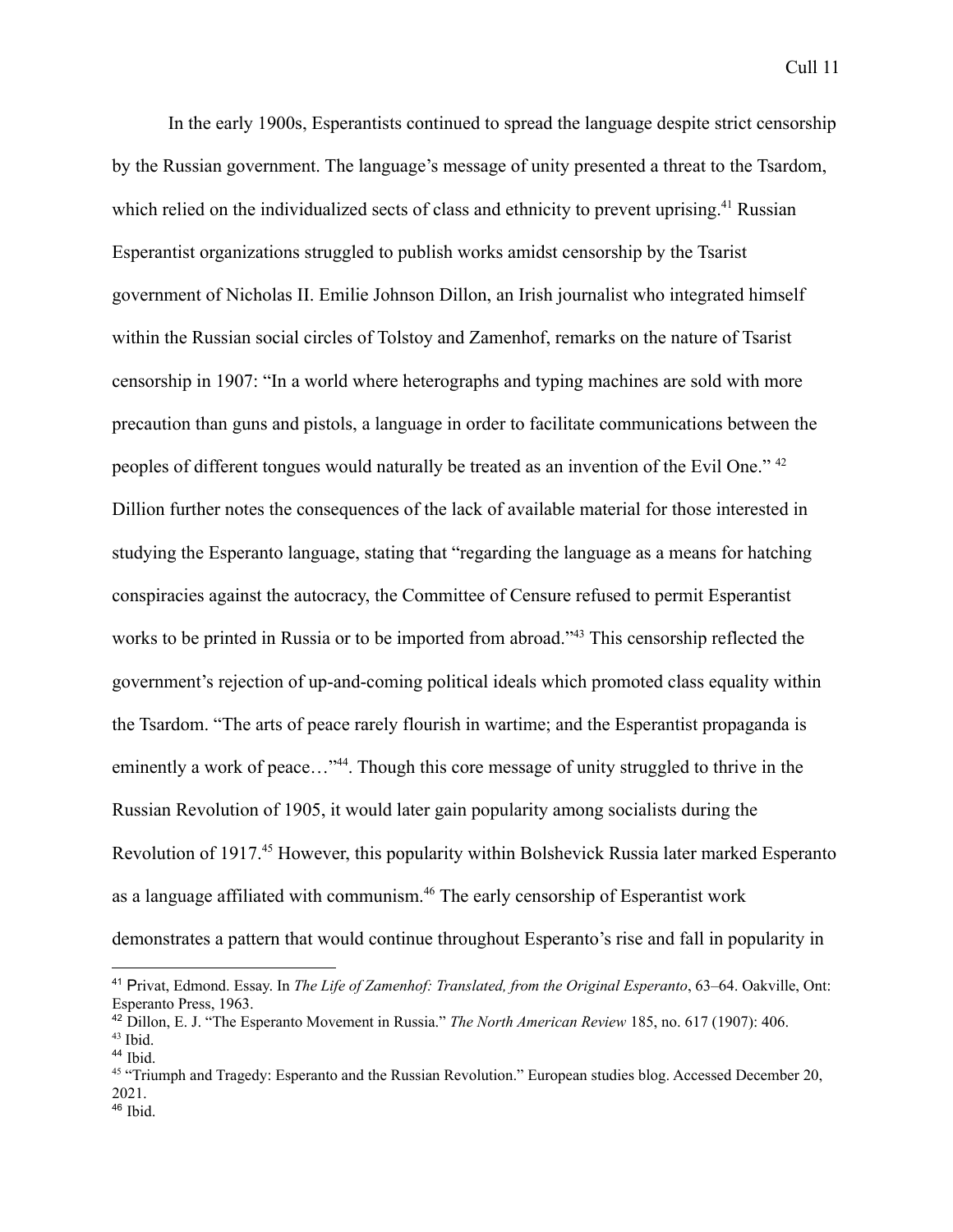In the early 1900s, Esperantists continued to spread the language despite strict censorship by the Russian government. The language's message of unity presented a threat to the Tsardom, which relied on the individualized sects of class and ethnicity to prevent uprising.[41] Russian Esperantist organizations struggled to publish works amidst censorship by the Tsarist government of Nicholas II. Emilie Johnson Dillon, an Irish journalist who integrated himself within the Russian social circles of Tolstoy and Zamenhof, remarks on the nature of Tsarist censorship in 1907: "In a world where heterographs and typing machines are sold with more precaution than guns and pistols, a language in order to facilitate communications between the peoples of different tongues would naturally be treated as an invention of the Evil One." [42] Dillion further notes the consequences of the lack of available material for those interested in studying the Esperanto language, stating that "regarding the language as a means for hatching conspiracies against the autocracy, the Committee of Censure refused to permit Esperantist works to be printed in Russia or to be imported from abroad."[43] This censorship reflected the government's rejection of up-and-coming political ideals which promoted class equality within the Tsardom. "The arts of peace rarely flourish in wartime; and the Esperantist propaganda is eminently a work of peace…"[44]. Though this core message of unity struggled to thrive in the Russian Revolution of 1905, it would later gain popularity among socialists during the Revolution of 1917.[45] However, this popularity within Bolshevick Russia later marked Esperanto as a language affiliated with communism.[46] The early censorship of Esperantist work demonstrates a pattern that would continue throughout Esperanto's rise and fall in popularity in

---

[41] Privat, Edmond. Essay. In *The Life of Zamenhof: Translated, from the Original Esperanto*, 63–64. Oakville, Ont: Esperanto Press, 1963.

[42] Dillon, E. J. "The Esperanto Movement in Russia." *The North American Review* 185, no. 617 (1907): 406.

[43] Ibid.

[44] Ibid.

[45] "Triumph and Tragedy: Esperanto and the Russian Revolution." European studies blog. Accessed December 20, 2021.

[46] Ibid.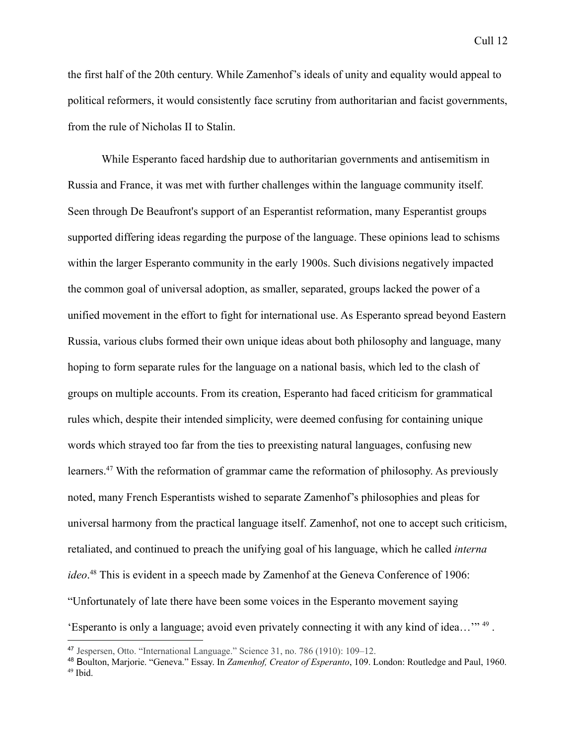the first half of the 20th century. While Zamenhof's ideals of unity and equality would appeal to political reformers, it would consistently face scrutiny from authoritarian and facist governments, from the rule of Nicholas II to Stalin.

While Esperanto faced hardship due to authoritarian governments and antisemitism in Russia and France, it was met with further challenges within the language community itself. Seen through De Beaufront's support of an Esperantist reformation, many Esperantist groups supported differing ideas regarding the purpose of the language. These opinions lead to schisms within the larger Esperanto community in the early 1900s. Such divisions negatively impacted the common goal of universal adoption, as smaller, separated, groups lacked the power of a unified movement in the effort to fight for international use. As Esperanto spread beyond Eastern Russia, various clubs formed their own unique ideas about both philosophy and language, many hoping to form separate rules for the language on a national basis, which led to the clash of groups on multiple accounts. From its creation, Esperanto had faced criticism for grammatical rules which, despite their intended simplicity, were deemed confusing for containing unique words which strayed too far from the ties to preexisting natural languages, confusing new learners.[47] With the reformation of grammar came the reformation of philosophy. As previously noted, many French Esperantists wished to separate Zamenhof's philosophies and pleas for universal harmony from the practical language itself. Zamenhof, not one to accept such criticism, retaliated, and continued to preach the unifying goal of his language, which he called *interna ideo*.[48] This is evident in a speech made by Zamenhof at the Geneva Conference of 1906: "Unfortunately of late there have been some voices in the Esperanto movement saying 'Esperanto is only a language; avoid even privately connecting it with any kind of idea…'" [49] .

---

[47] Jespersen, Otto. "International Language." Science 31, no. 786 (1910): 109–12.

[48] Boulton, Marjorie. "Geneva." Essay. In *Zamenhof, Creator of Esperanto*, 109. London: Routledge and Paul, 1960.

[49] Ibid.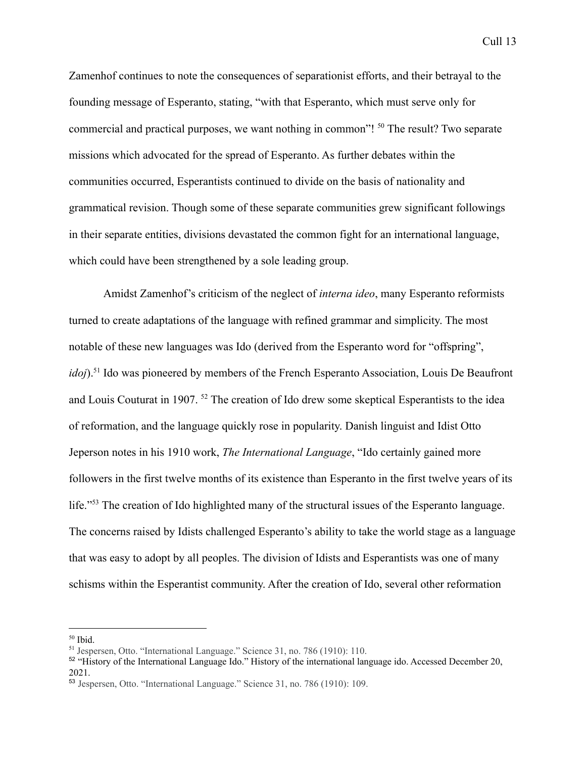Zamenhof continues to note the consequences of separationist efforts, and their betrayal to the founding message of Esperanto, stating, "with that Esperanto, which must serve only for commercial and practical purposes, we want nothing in common"! [50] The result? Two separate missions which advocated for the spread of Esperanto. As further debates within the communities occurred, Esperantists continued to divide on the basis of nationality and grammatical revision. Though some of these separate communities grew significant followings in their separate entities, divisions devastated the common fight for an international language, which could have been strengthened by a sole leading group.

Amidst Zamenhof's criticism of the neglect of *interna ideo*, many Esperanto reformists turned to create adaptations of the language with refined grammar and simplicity. The most notable of these new languages was Ido (derived from the Esperanto word for "offspring", *idoj*).[51] Ido was pioneered by members of the French Esperanto Association, Louis De Beaufront and Louis Couturat in 1907. [52] The creation of Ido drew some skeptical Esperantists to the idea of reformation, and the language quickly rose in popularity. Danish linguist and Idist Otto Jeperson notes in his 1910 work, *The International Language*, "Ido certainly gained more followers in the first twelve months of its existence than Esperanto in the first twelve years of its life."[53] The creation of Ido highlighted many of the structural issues of the Esperanto language. The concerns raised by Idists challenged Esperanto's ability to take the world stage as a language that was easy to adopt by all peoples. The division of Idists and Esperantists was one of many schisms within the Esperantist community. After the creation of Ido, several other reformation

---

[50] Ibid.

[51] Jespersen, Otto. "International Language." Science 31, no. 786 (1910): 110.

[52] "History of the International Language Ido." History of the international language ido. Accessed December 20, 2021.

[53] Jespersen, Otto. "International Language." Science 31, no. 786 (1910): 109.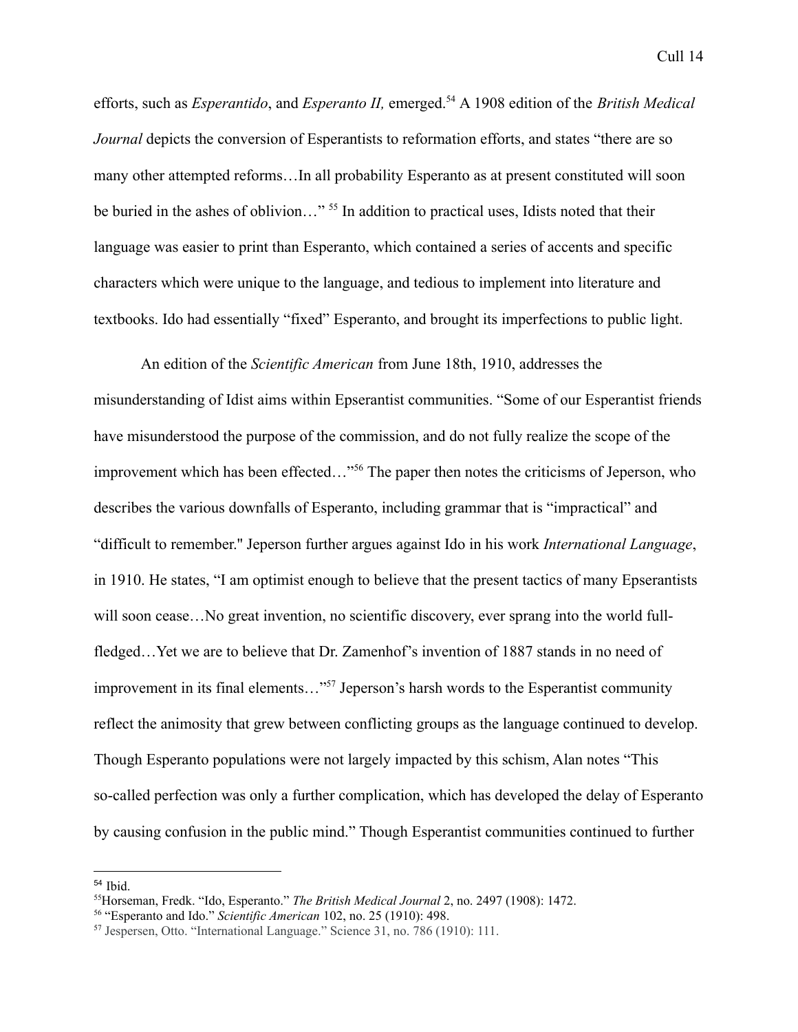efforts, such as *Esperantido*, and *Esperanto II,* emerged.[54] A 1908 edition of the *British Medical Journal* depicts the conversion of Esperantists to reformation efforts, and states "there are so many other attempted reforms…In all probability Esperanto as at present constituted will soon be buried in the ashes of oblivion…" [55] In addition to practical uses, Idists noted that their language was easier to print than Esperanto, which contained a series of accents and specific characters which were unique to the language, and tedious to implement into literature and textbooks. Ido had essentially "fixed" Esperanto, and brought its imperfections to public light.

An edition of the *Scientific American* from June 18th, 1910, addresses the misunderstanding of Idist aims within Epserantist communities. "Some of our Esperantist friends have misunderstood the purpose of the commission, and do not fully realize the scope of the improvement which has been effected…"[56] The paper then notes the criticisms of Jeperson, who describes the various downfalls of Esperanto, including grammar that is "impractical" and "difficult to remember." Jeperson further argues against Ido in his work *International Language*, in 1910. He states, "I am optimist enough to believe that the present tactics of many Epserantists will soon cease…No great invention, no scientific discovery, ever sprang into the world full-fledged…Yet we are to believe that Dr. Zamenhof's invention of 1887 stands in no need of improvement in its final elements…"[57] Jeperson's harsh words to the Esperantist community reflect the animosity that grew between conflicting groups as the language continued to develop. Though Esperanto populations were not largely impacted by this schism, Alan notes "This so-called perfection was only a further complication, which has developed the delay of Esperanto by causing confusion in the public mind." Though Esperantist communities continued to further

---

[54] Ibid.

[55] Horseman, Fredk. "Ido, Esperanto." *The British Medical Journal* 2, no. 2497 (1908): 1472.

[56] "Esperanto and Ido." *Scientific American* 102, no. 25 (1910): 498.

[57] Jespersen, Otto. "International Language." Science 31, no. 786 (1910): 111.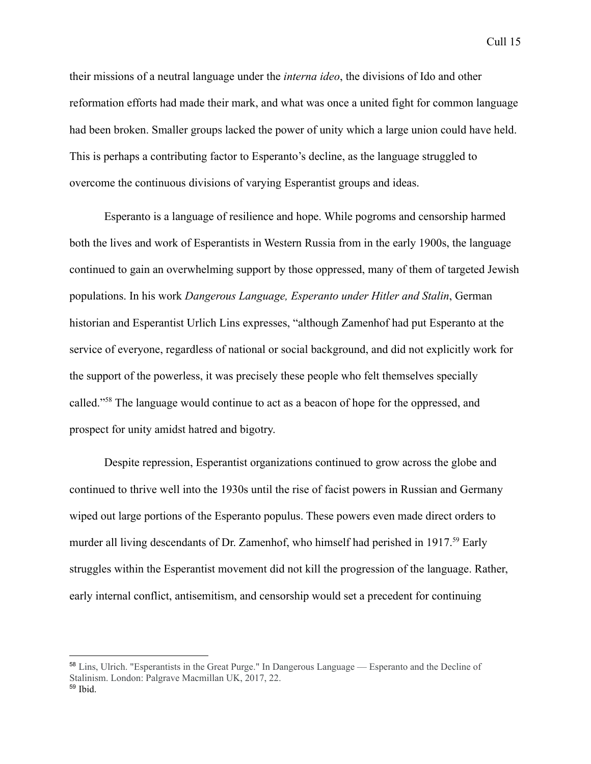their missions of a neutral language under the *interna ideo*, the divisions of Ido and other reformation efforts had made their mark, and what was once a united fight for common language had been broken. Smaller groups lacked the power of unity which a large union could have held. This is perhaps a contributing factor to Esperanto's decline, as the language struggled to overcome the continuous divisions of varying Esperantist groups and ideas.

Esperanto is a language of resilience and hope. While pogroms and censorship harmed both the lives and work of Esperantists in Western Russia from in the early 1900s, the language continued to gain an overwhelming support by those oppressed, many of them of targeted Jewish populations. In his work *Dangerous Language, Esperanto under Hitler and Stalin*, German historian and Esperantist Urlich Lins expresses, "although Zamenhof had put Esperanto at the service of everyone, regardless of national or social background, and did not explicitly work for the support of the powerless, it was precisely these people who felt themselves specially called."[58] The language would continue to act as a beacon of hope for the oppressed, and prospect for unity amidst hatred and bigotry.

Despite repression, Esperantist organizations continued to grow across the globe and continued to thrive well into the 1930s until the rise of facist powers in Russian and Germany wiped out large portions of the Esperanto populus. These powers even made direct orders to murder all living descendants of Dr. Zamenhof, who himself had perished in 1917.[59] Early struggles within the Esperantist movement did not kill the progression of the language. Rather, early internal conflict, antisemitism, and censorship would set a precedent for continuing

---

[58] Lins, Ulrich. "Esperantists in the Great Purge." In Dangerous Language — Esperanto and the Decline of Stalinism. London: Palgrave Macmillan UK, 2017, 22.

[59] Ibid.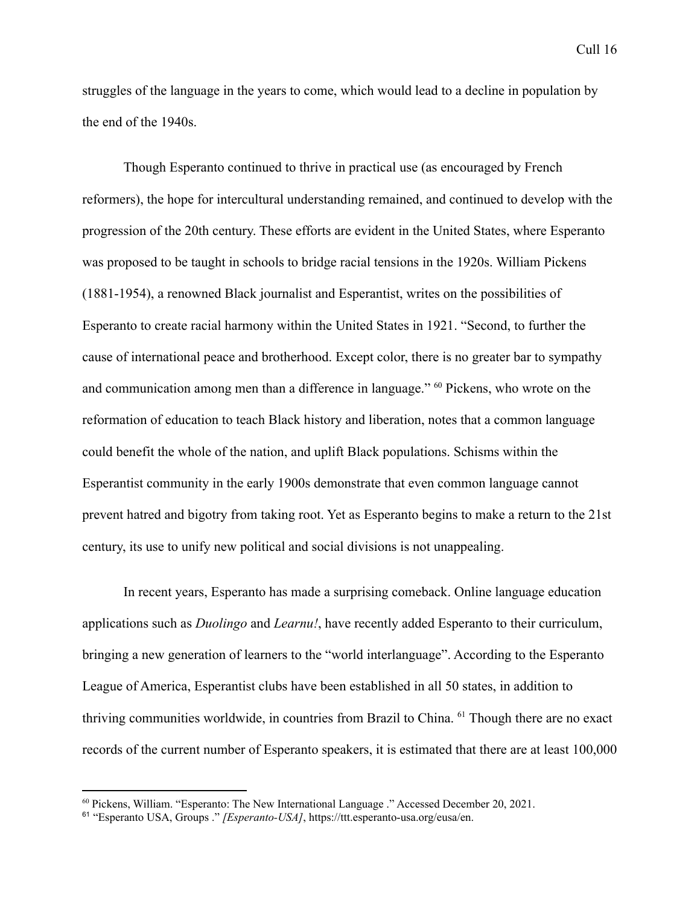struggles of the language in the years to come, which would lead to a decline in population by the end of the 1940s.

Though Esperanto continued to thrive in practical use (as encouraged by French reformers), the hope for intercultural understanding remained, and continued to develop with the progression of the 20th century. These efforts are evident in the United States, where Esperanto was proposed to be taught in schools to bridge racial tensions in the 1920s. William Pickens (1881-1954), a renowned Black journalist and Esperantist, writes on the possibilities of Esperanto to create racial harmony within the United States in 1921. "Second, to further the cause of international peace and brotherhood. Except color, there is no greater bar to sympathy and communication among men than a difference in language." [60] Pickens, who wrote on the reformation of education to teach Black history and liberation, notes that a common language could benefit the whole of the nation, and uplift Black populations. Schisms within the Esperantist community in the early 1900s demonstrate that even common language cannot prevent hatred and bigotry from taking root. Yet as Esperanto begins to make a return to the 21st century, its use to unify new political and social divisions is not unappealing.

In recent years, Esperanto has made a surprising comeback. Online language education applications such as *Duolingo* and *Learnu!*, have recently added Esperanto to their curriculum, bringing a new generation of learners to the "world interlanguage". According to the Esperanto League of America, Esperantist clubs have been established in all 50 states, in addition to thriving communities worldwide, in countries from Brazil to China. [61] Though there are no exact records of the current number of Esperanto speakers, it is estimated that there are at least 100,000

---

[60] Pickens, William. "Esperanto: The New International Language ." Accessed December 20, 2021.

[61] "Esperanto USA, Groups ." *[Esperanto-USA]*, https://ttt.esperanto-usa.org/eusa/en.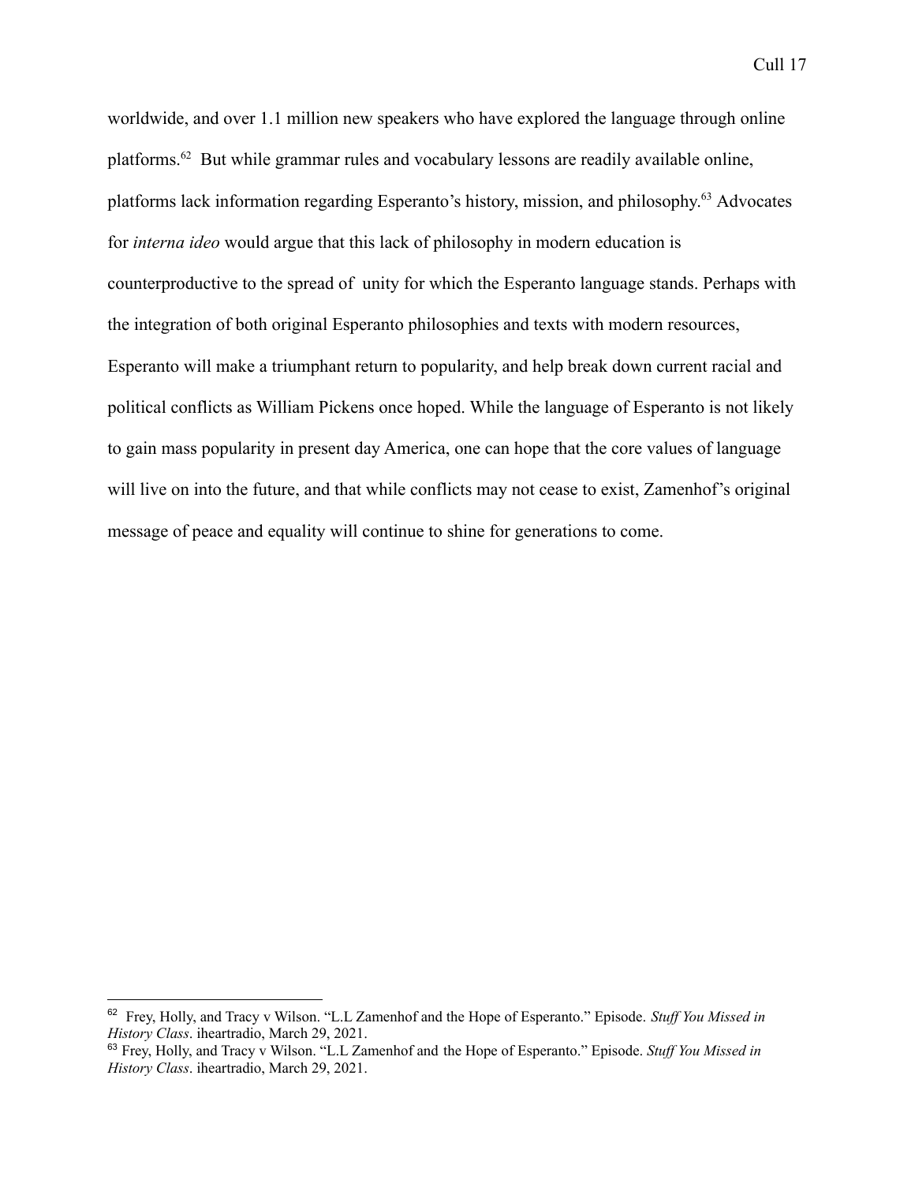worldwide, and over 1.1 million new speakers who have explored the language through online platforms.[62] But while grammar rules and vocabulary lessons are readily available online, platforms lack information regarding Esperanto's history, mission, and philosophy.[63] Advocates for *interna ideo* would argue that this lack of philosophy in modern education is counterproductive to the spread of unity for which the Esperanto language stands. Perhaps with the integration of both original Esperanto philosophies and texts with modern resources, Esperanto will make a triumphant return to popularity, and help break down current racial and political conflicts as William Pickens once hoped. While the language of Esperanto is not likely to gain mass popularity in present day America, one can hope that the core values of language will live on into the future, and that while conflicts may not cease to exist, Zamenhof's original message of peace and equality will continue to shine for generations to come.

---

[62] Frey, Holly, and Tracy v Wilson. "L.L Zamenhof and the Hope of Esperanto." Episode. *Stuff You Missed in History Class*. iheartradio, March 29, 2021.

[63] Frey, Holly, and Tracy v Wilson. "L.L Zamenhof and the Hope of Esperanto." Episode. *Stuff You Missed in History Class*. iheartradio, March 29, 2021.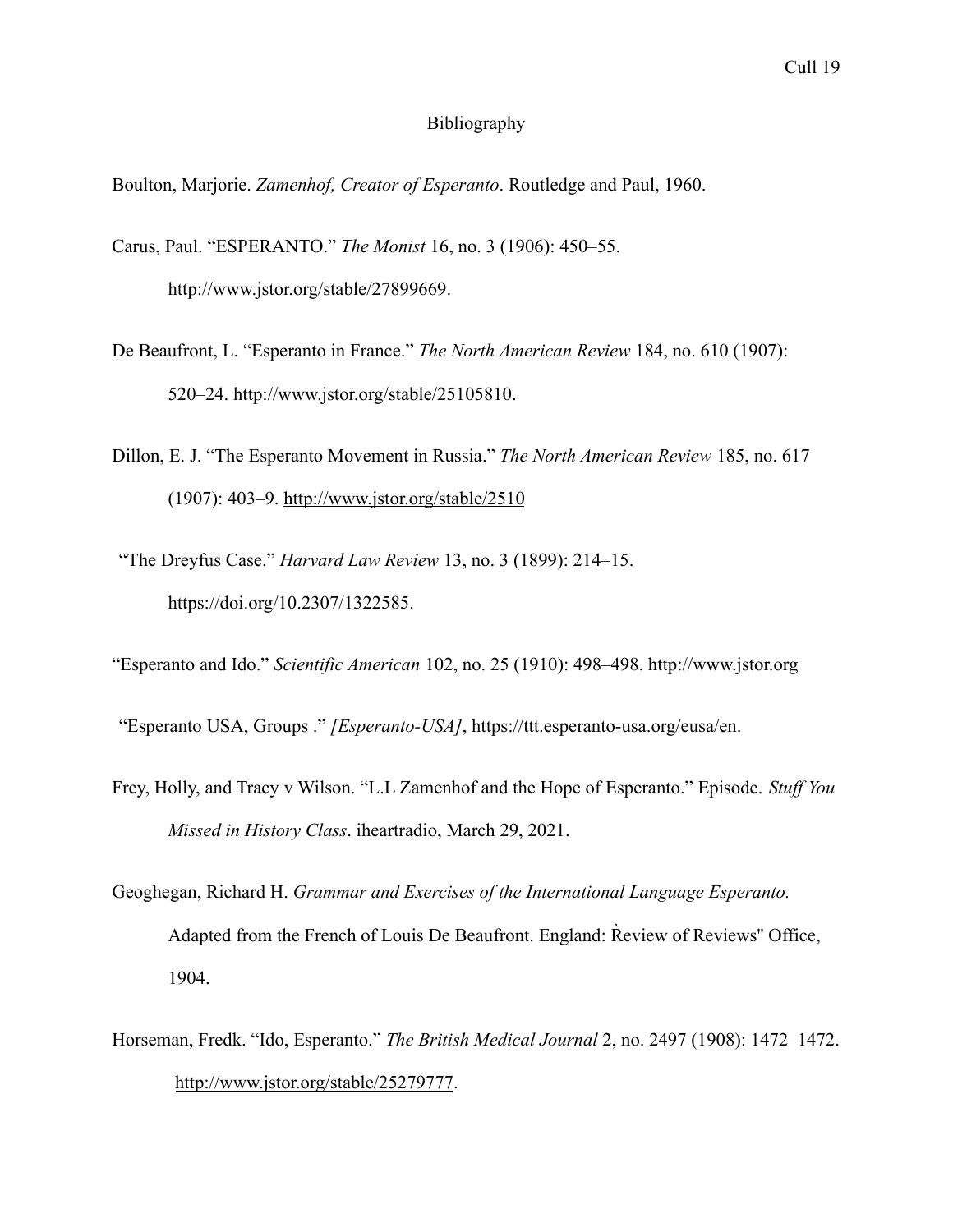# Bibliography

Boulton, Marjorie. *Zamenhof, Creator of Esperanto*. Routledge and Paul, 1960.

Carus, Paul. “ESPERANTO.” *The Monist* 16, no. 3 (1906): 450–55. http://www.jstor.org/stable/27899669.

De Beaufront, L. “Esperanto in France.” *The North American Review* 184, no. 610 (1907): 520–24. http://www.jstor.org/stable/25105810.

Dillon, E. J. “The Esperanto Movement in Russia.” *The North American Review* 185, no. 617 (1907): 403–9. http://www.jstor.org/stable/2510

“The Dreyfus Case.” *Harvard Law Review* 13, no. 3 (1899): 214–15. https://doi.org/10.2307/1322585.

“Esperanto and Ido.” *Scientific American* 102, no. 25 (1910): 498–498. http://www.jstor.org

“Esperanto USA, Groups .” *[Esperanto-USA]*, https://ttt.esperanto-usa.org/eusa/en.

Frey, Holly, and Tracy v Wilson. “L.L Zamenhof and the Hope of Esperanto.” Episode. *Stuff You Missed in History Class*. iheartradio, March 29, 2021.

Geoghegan, Richard H. *Grammar and Exercises of the International Language Esperanto.* Adapted from the French of Louis De Beaufront. England: Ȑeview of Reviews" Office, 1904.

Horseman, Fredk. “Ido, Esperanto.” *The British Medical Journal* 2, no. 2497 (1908): 1472–1472. http://www.jstor.org/stable/25279777.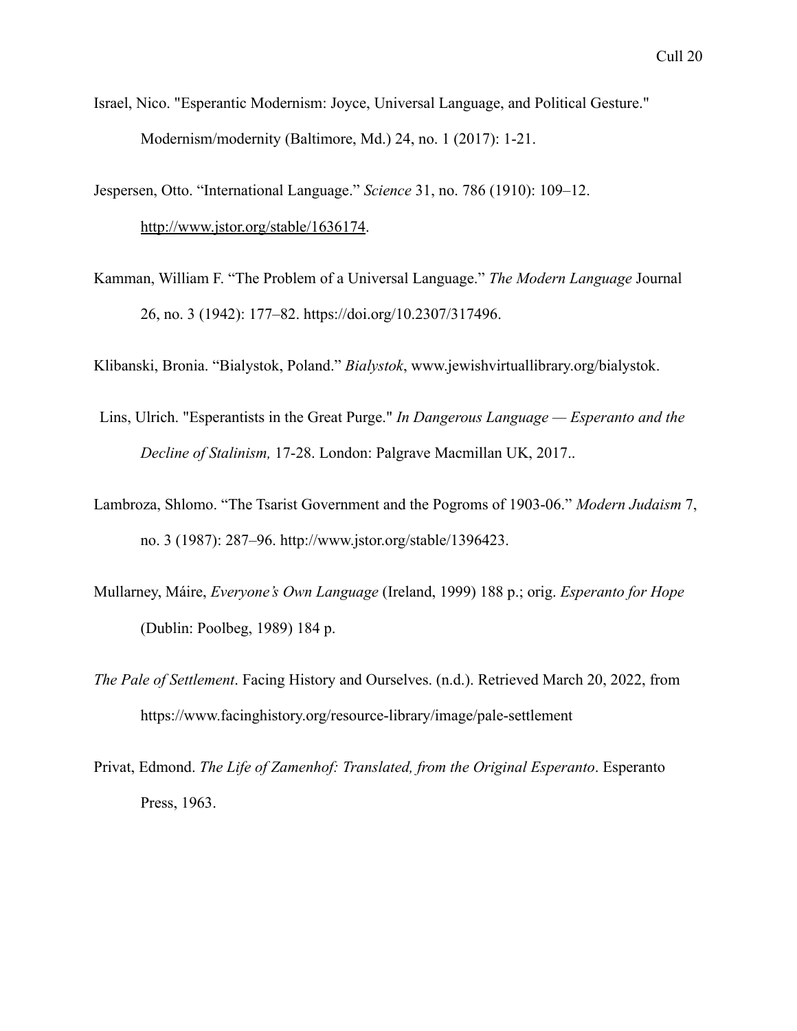Israel, Nico. "Esperantic Modernism: Joyce, Universal Language, and Political Gesture." Modernism/modernity (Baltimore, Md.) 24, no. 1 (2017): 1-21.

Jespersen, Otto. "International Language." *Science* 31, no. 786 (1910): 109–12. http://www.jstor.org/stable/1636174.

Kamman, William F. "The Problem of a Universal Language." *The Modern Language* Journal 26, no. 3 (1942): 177–82. https://doi.org/10.2307/317496.

Klibanski, Bronia. "Bialystok, Poland." *Bialystok*, www.jewishvirtuallibrary.org/bialystok.

Lins, Ulrich. "Esperantists in the Great Purge." *In Dangerous Language — Esperanto and the Decline of Stalinism,* 17-28. London: Palgrave Macmillan UK, 2017..

Lambroza, Shlomo. "The Tsarist Government and the Pogroms of 1903-06." *Modern Judaism* 7, no. 3 (1987): 287–96. http://www.jstor.org/stable/1396423.

Mullarney, Máire, *Everyone's Own Language* (Ireland, 1999) 188 p.; orig. *Esperanto for Hope* (Dublin: Poolbeg, 1989) 184 p.

*The Pale of Settlement*. Facing History and Ourselves. (n.d.). Retrieved March 20, 2022, from https://www.facinghistory.org/resource-library/image/pale-settlement

Privat, Edmond. *The Life of Zamenhof: Translated, from the Original Esperanto*. Esperanto Press, 1963.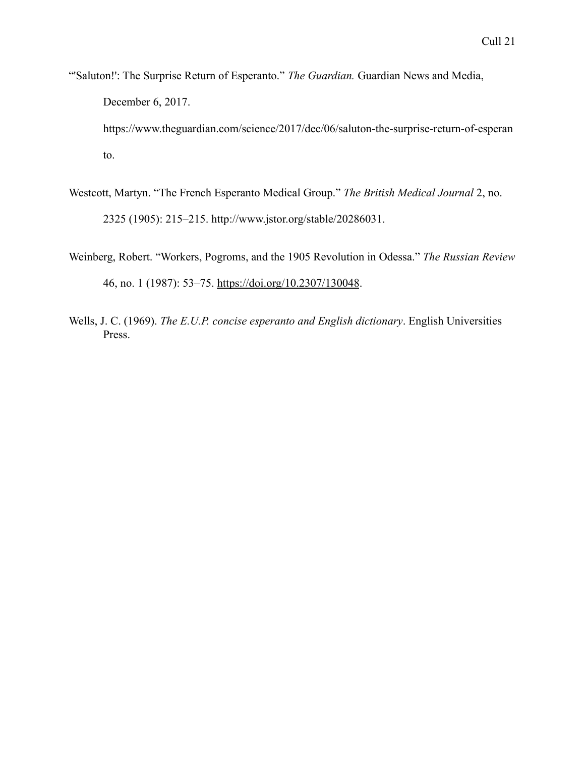“'Saluton!': The Surprise Return of Esperanto.” *The Guardian.* Guardian News and Media, December 6, 2017. https://www.theguardian.com/science/2017/dec/06/saluton-the-surprise-return-of-esperanto.

Westcott, Martyn. “The French Esperanto Medical Group.” *The British Medical Journal* 2, no. 2325 (1905): 215–215. http://www.jstor.org/stable/20286031.

Weinberg, Robert. “Workers, Pogroms, and the 1905 Revolution in Odessa.” *The Russian Review* 46, no. 1 (1987): 53–75. https://doi.org/10.2307/130048.

Wells, J. C. (1969). *The E.U.P. concise esperanto and English dictionary*. English Universities Press.